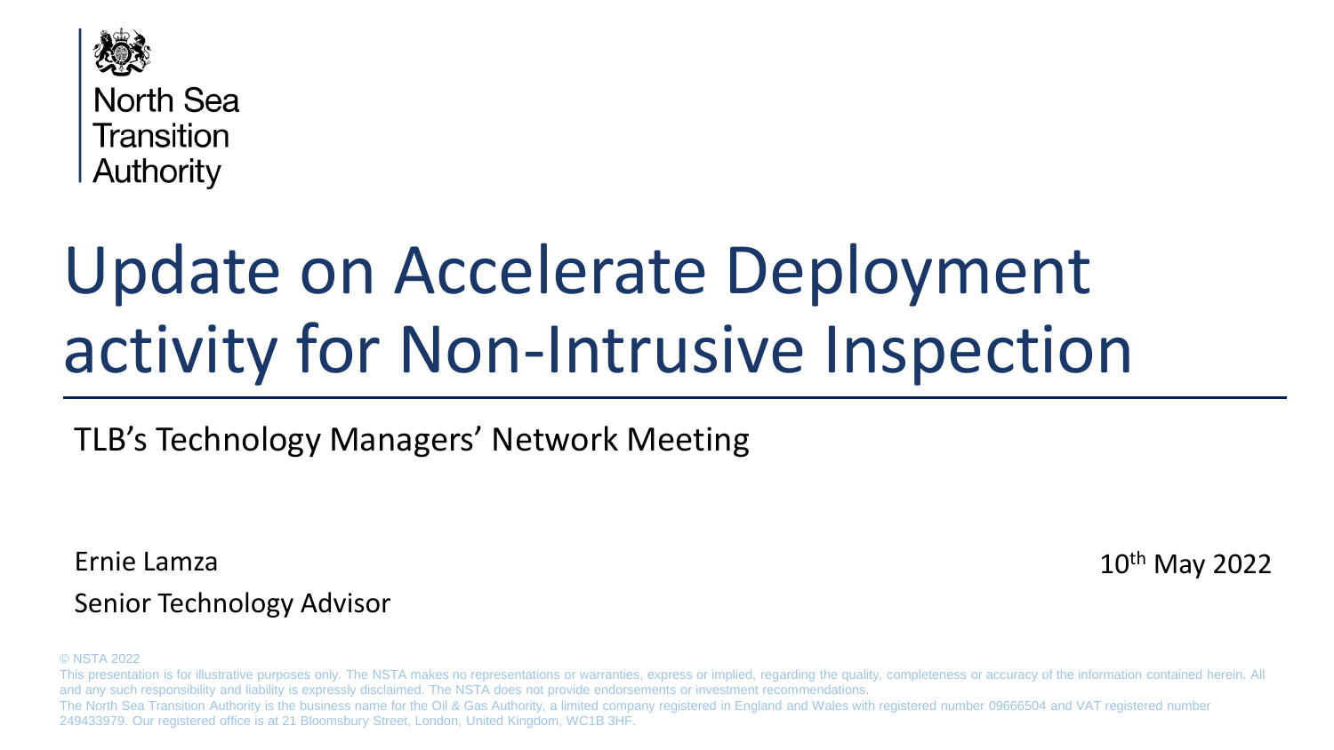North Sea Transition Authority

# Update on Accelerate Deployment activity for Non-Intrusive Inspection

TLB's Technology Managers' Network Meeting

Ernie Lamza

Senior Technology Advisor

10th May 2022

© NSTA 2022

This presentation is for illustrative purposes only. The NSTA makes no representations or warranties, express or implied, regarding the quality, completeness or accuracy of the information contained herein. All and any such responsibility and liability is expressly disclaimed. The NSTA does not provide endorsements or investment recommendations.

The North Sea Transition Authority is the business name for the Oil & Gas Authority, a limited company registered in England and Wales with registered number 09666504 and VAT registered number 249433979. Our registered office is at 21 Bloomsbury Street, London, United Kingdom, WC1B 3HF.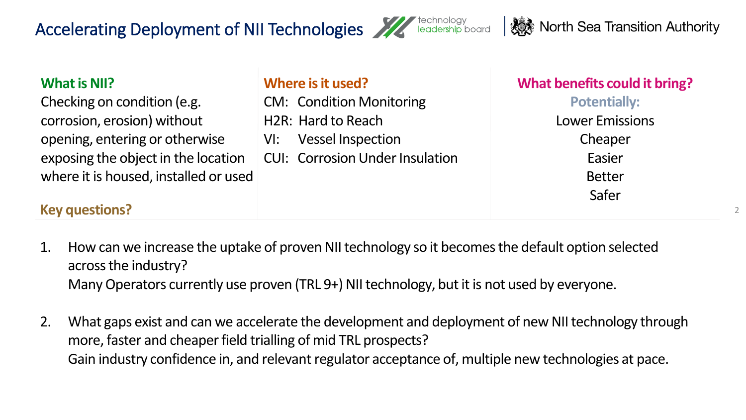# Accelerating Deployment of NII Technologies

technology leadership board | North Sea Transition Authority

## What is NII?

Checking on condition (e.g. corrosion, erosion) without opening, entering or otherwise exposing the object in the location where it is housed, installed or used

## Where is it used?

CM: Condition Monitoring
H2R: Hard to Reach
VI: Vessel Inspection
CUI: Corrosion Under Insulation

## What benefits could it bring?

**Potentially:**

Lower Emissions
Cheaper
Easier
Better
Safer

## Key questions?

1. How can we increase the uptake of proven NII technology so it becomes the default option selected across the industry?
   Many Operators currently use proven (TRL 9+) NII technology, but it is not used by everyone.

2. What gaps exist and can we accelerate the development and deployment of new NII technology through more, faster and cheaper field trialling of mid TRL prospects?
   Gain industry confidence in, and relevant regulator acceptance of, multiple new technologies at pace.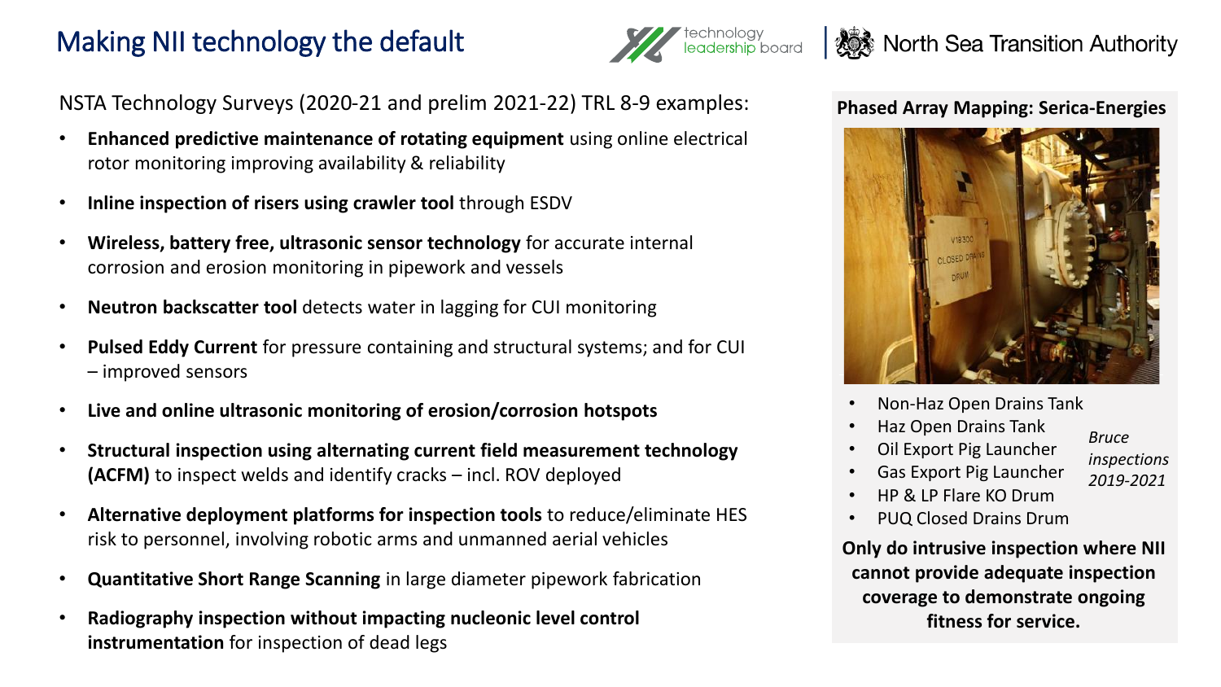# Making NII technology the default

NSTA Technology Surveys (2020-21 and prelim 2021-22) TRL 8-9 examples:

- **Enhanced predictive maintenance of rotating equipment** using online electrical rotor monitoring improving availability & reliability
- **Inline inspection of risers using crawler tool** through ESDV
- **Wireless, battery free, ultrasonic sensor technology** for accurate internal corrosion and erosion monitoring in pipework and vessels
- **Neutron backscatter tool** detects water in lagging for CUI monitoring
- **Pulsed Eddy Current** for pressure containing and structural systems; and for CUI – improved sensors
- **Live and online ultrasonic monitoring of erosion/corrosion hotspots**
- **Structural inspection using alternating current field measurement technology (ACFM)** to inspect welds and identify cracks – incl. ROV deployed
- **Alternative deployment platforms for inspection tools** to reduce/eliminate HES risk to personnel, involving robotic arms and unmanned aerial vehicles
- **Quantitative Short Range Scanning** in large diameter pipework fabrication
- **Radiography inspection without impacting nucleonic level control instrumentation** for inspection of dead legs

**Phased Array Mapping: Serica-Energies**

- Non-Haz Open Drains Tank
- Haz Open Drains Tank
- Oil Export Pig Launcher
- Gas Export Pig Launcher
- HP & LP Flare KO Drum
- PUQ Closed Drains Drum

*Bruce inspections 2019-2021*

**Only do intrusive inspection where NII cannot provide adequate inspection coverage to demonstrate ongoing fitness for service.**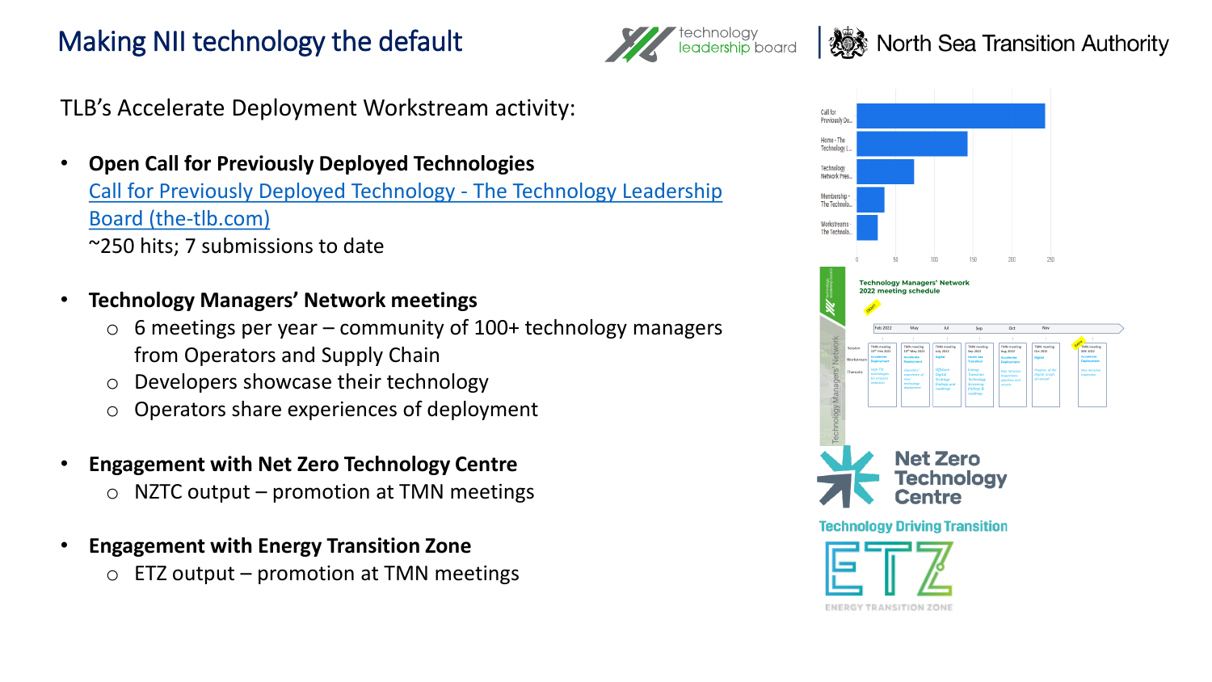# Making NII technology the default

TLB's Accelerate Deployment Workstream activity:

- **Open Call for Previously Deployed Technologies**
  Call for Previously Deployed Technology - The Technology Leadership Board (the-tlb.com)
  ~250 hits; 7 submissions to date

- **Technology Managers' Network meetings**
  - 6 meetings per year – community of 100+ technology managers from Operators and Supply Chain
  - Developers showcase their technology
  - Operators share experiences of deployment

- **Engagement with Net Zero Technology Centre**
  - NZTC output – promotion at TMN meetings

- **Engagement with Energy Transition Zone**
  - ETZ output – promotion at TMN meetings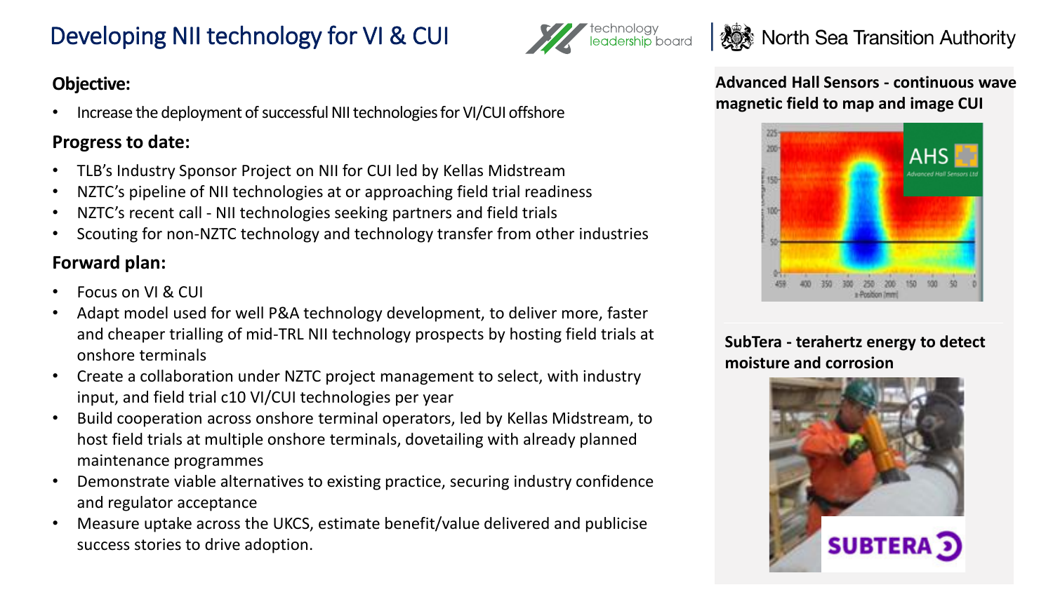# Developing NII technology for VI & CUI

**Objective:**

- Increase the deployment of successful NII technologies for VI/CUI offshore

**Progress to date:**

- TLB's Industry Sponsor Project on NII for CUI led by Kellas Midstream
- NZTC's pipeline of NII technologies at or approaching field trial readiness
- NZTC's recent call - NII technologies seeking partners and field trials
- Scouting for non-NZTC technology and technology transfer from other industries

**Forward plan:**

- Focus on VI & CUI
- Adapt model used for well P&A technology development, to deliver more, faster and cheaper trialling of mid-TRL NII technology prospects by hosting field trials at onshore terminals
- Create a collaboration under NZTC project management to select, with industry input, and field trial c10 VI/CUI technologies per year
- Build cooperation across onshore terminal operators, led by Kellas Midstream, to host field trials at multiple onshore terminals, dovetailing with already planned maintenance programmes
- Demonstrate viable alternatives to existing practice, securing industry confidence and regulator acceptance
- Measure uptake across the UKCS, estimate benefit/value delivered and publicise success stories to drive adoption.

**Advanced Hall Sensors - continuous wave magnetic field to map and image CUI**

**SubTera - terahertz energy to detect moisture and corrosion**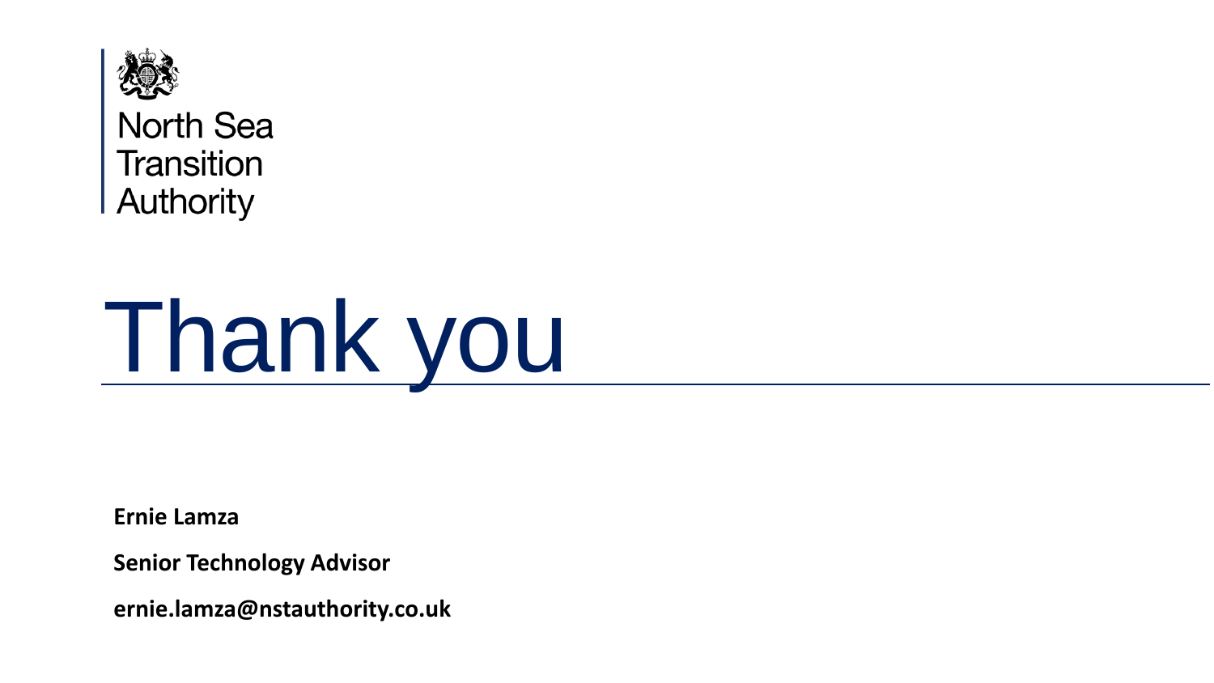North Sea Transition Authority

# Thank you

**Ernie Lamza**

**Senior Technology Advisor**

**ernie.lamza@nstauthority.co.uk**